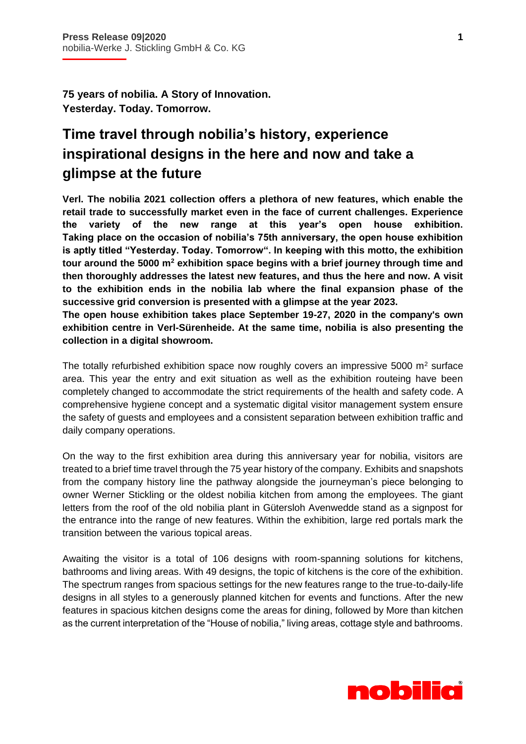**Press Release 09|2020**
nobilia-Werke J. Stickling GmbH & Co. KG

**75 years of nobilia. A Story of Innovation.**
**Yesterday. Today. Tomorrow.**

# Time travel through nobilia's history, experience inspirational designs in the here and now and take a glimpse at the future

**Verl. The nobilia 2021 collection offers a plethora of new features, which enable the retail trade to successfully market even in the face of current challenges. Experience the variety of the new range at this year's open house exhibition. Taking place on the occasion of nobilia's 75th anniversary, the open house exhibition is aptly titled "Yesterday. Today. Tomorrow". In keeping with this motto, the exhibition tour around the 5000 m$^2$ exhibition space begins with a brief journey through time and then thoroughly addresses the latest new features, and thus the here and now. A visit to the exhibition ends in the nobilia lab where the final expansion phase of the successive grid conversion is presented with a glimpse at the year 2023.**
**The open house exhibition takes place September 19-27, 2020 in the company's own exhibition centre in Verl-Sürenheide. At the same time, nobilia is also presenting the collection in a digital showroom.**

The totally refurbished exhibition space now roughly covers an impressive 5000 m$^2$ surface area. This year the entry and exit situation as well as the exhibition routeing have been completely changed to accommodate the strict requirements of the health and safety code. A comprehensive hygiene concept and a systematic digital visitor management system ensure the safety of guests and employees and a consistent separation between exhibition traffic and daily company operations.

On the way to the first exhibition area during this anniversary year for nobilia, visitors are treated to a brief time travel through the 75 year history of the company. Exhibits and snapshots from the company history line the pathway alongside the journeyman's piece belonging to owner Werner Stickling or the oldest nobilia kitchen from among the employees. The giant letters from the roof of the old nobilia plant in Gütersloh Avenwedde stand as a signpost for the entrance into the range of new features. Within the exhibition, large red portals mark the transition between the various topical areas.

Awaiting the visitor is a total of 106 designs with room-spanning solutions for kitchens, bathrooms and living areas. With 49 designs, the topic of kitchens is the core of the exhibition. The spectrum ranges from spacious settings for the new features range to the true-to-daily-life designs in all styles to a generously planned kitchen for events and functions. After the new features in spacious kitchen designs come the areas for dining, followed by More than kitchen as the current interpretation of the "House of nobilia," living areas, cottage style and bathrooms.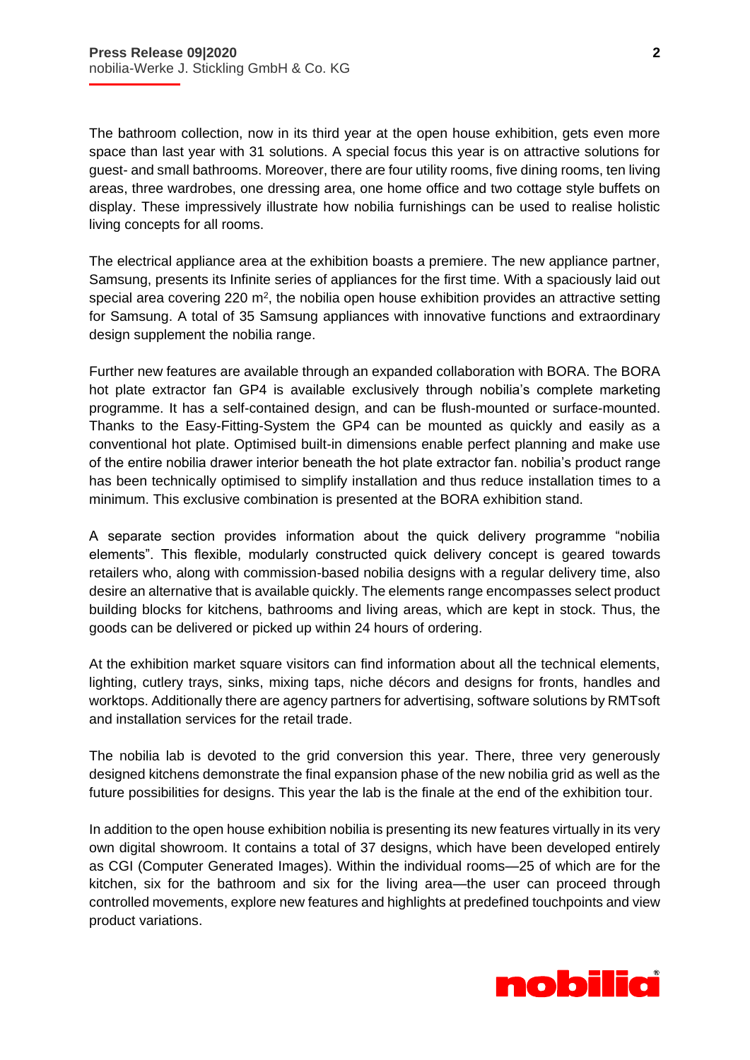The bathroom collection, now in its third year at the open house exhibition, gets even more space than last year with 31 solutions. A special focus this year is on attractive solutions for guest- and small bathrooms. Moreover, there are four utility rooms, five dining rooms, ten living areas, three wardrobes, one dressing area, one home office and two cottage style buffets on display. These impressively illustrate how nobilia furnishings can be used to realise holistic living concepts for all rooms.

The electrical appliance area at the exhibition boasts a premiere. The new appliance partner, Samsung, presents its Infinite series of appliances for the first time. With a spaciously laid out special area covering 220 $m^2$, the nobilia open house exhibition provides an attractive setting for Samsung. A total of 35 Samsung appliances with innovative functions and extraordinary design supplement the nobilia range.

Further new features are available through an expanded collaboration with BORA. The BORA hot plate extractor fan GP4 is available exclusively through nobilia's complete marketing programme. It has a self-contained design, and can be flush-mounted or surface-mounted. Thanks to the Easy-Fitting-System the GP4 can be mounted as quickly and easily as a conventional hot plate. Optimised built-in dimensions enable perfect planning and make use of the entire nobilia drawer interior beneath the hot plate extractor fan. nobilia's product range has been technically optimised to simplify installation and thus reduce installation times to a minimum. This exclusive combination is presented at the BORA exhibition stand.

A separate section provides information about the quick delivery programme "nobilia elements". This flexible, modularly constructed quick delivery concept is geared towards retailers who, along with commission-based nobilia designs with a regular delivery time, also desire an alternative that is available quickly. The elements range encompasses select product building blocks for kitchens, bathrooms and living areas, which are kept in stock. Thus, the goods can be delivered or picked up within 24 hours of ordering.

At the exhibition market square visitors can find information about all the technical elements, lighting, cutlery trays, sinks, mixing taps, niche décors and designs for fronts, handles and worktops. Additionally there are agency partners for advertising, software solutions by RMTsoft and installation services for the retail trade.

The nobilia lab is devoted to the grid conversion this year. There, three very generously designed kitchens demonstrate the final expansion phase of the new nobilia grid as well as the future possibilities for designs. This year the lab is the finale at the end of the exhibition tour.

In addition to the open house exhibition nobilia is presenting its new features virtually in its very own digital showroom. It contains a total of 37 designs, which have been developed entirely as CGI (Computer Generated Images). Within the individual rooms—25 of which are for the kitchen, six for the bathroom and six for the living area—the user can proceed through controlled movements, explore new features and highlights at predefined touchpoints and view product variations.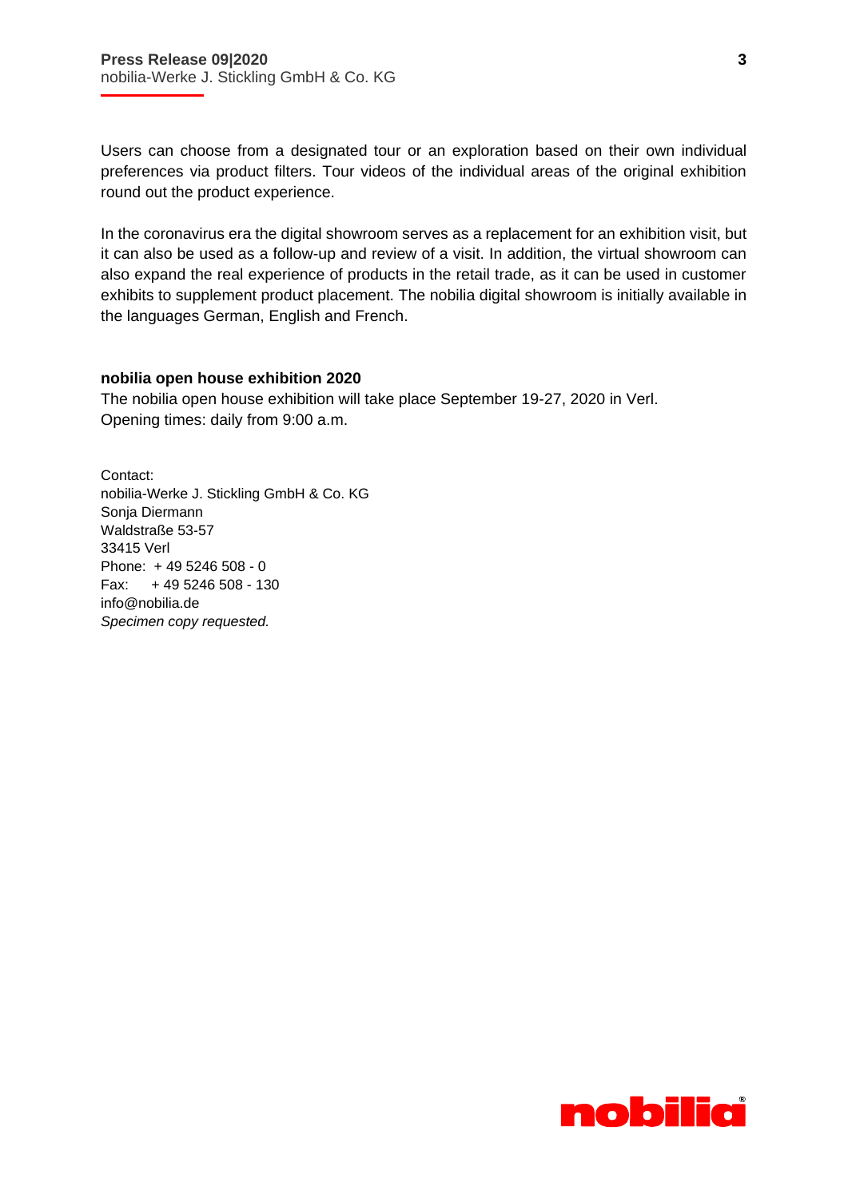Users can choose from a designated tour or an exploration based on their own individual preferences via product filters. Tour videos of the individual areas of the original exhibition round out the product experience.

In the coronavirus era the digital showroom serves as a replacement for an exhibition visit, but it can also be used as a follow-up and review of a visit. In addition, the virtual showroom can also expand the real experience of products in the retail trade, as it can be used in customer exhibits to supplement product placement. The nobilia digital showroom is initially available in the languages German, English and French.

**nobilia open house exhibition 2020**

The nobilia open house exhibition will take place September 19-27, 2020 in Verl.
Opening times: daily from 9:00 a.m.

Contact:
nobilia-Werke J. Stickling GmbH & Co. KG
Sonja Diermann
Waldstraße 53-57
33415 Verl
Phone: + 49 5246 508 - 0
Fax: + 49 5246 508 - 130
info@nobilia.de
*Specimen copy requested.*